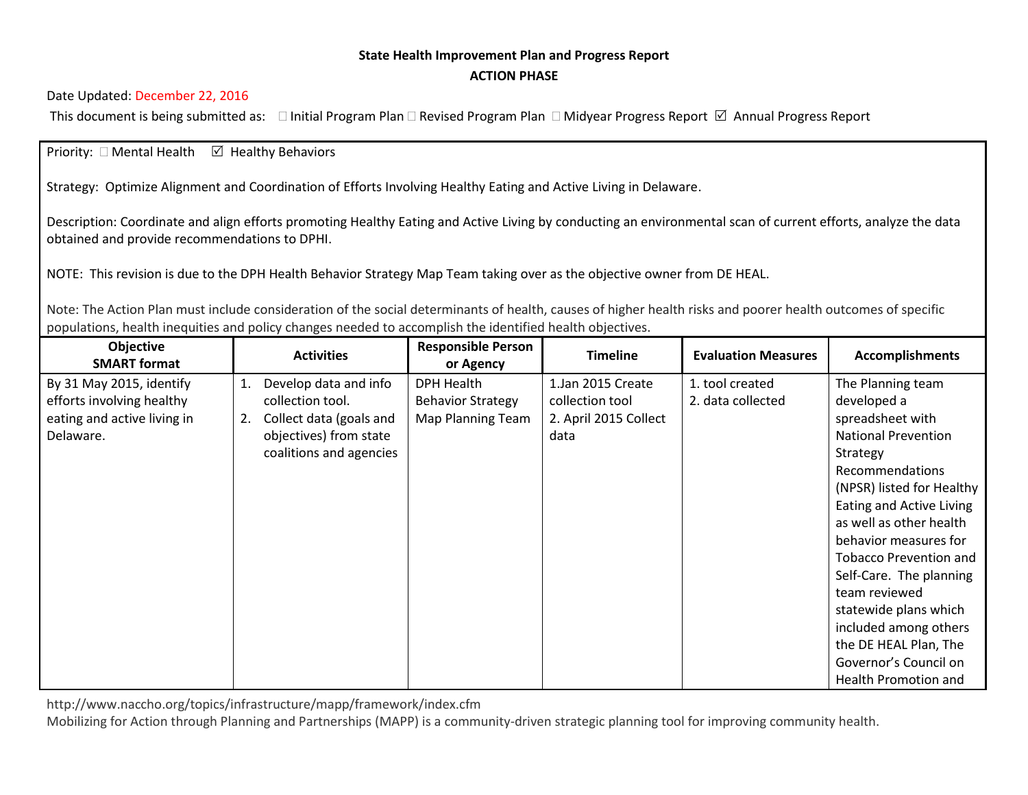**State Health Improvement Plan and Progress Report**

**ACTION PHASE**

Date Updated: December 22, 2016

This document is being submitted as: ☐ Initial Program Plan ☐ Revised Program Plan ☐ Midyear Progress Report ☑ Annual Progress Report

Priority: ☐ Mental Health ☑ Healthy Behaviors

Strategy: Optimize Alignment and Coordination of Efforts Involving Healthy Eating and Active Living in Delaware.

Description: Coordinate and align efforts promoting Healthy Eating and Active Living by conducting an environmental scan of current efforts, analyze the data obtained and provide recommendations to DPHI.

NOTE: This revision is due to the DPH Health Behavior Strategy Map Team taking over as the objective owner from DE HEAL.

Note: The Action Plan must include consideration of the social determinants of health, causes of higher health risks and poorer health outcomes of specific populations, health inequities and policy changes needed to accomplish the identified health objectives.

| Objective SMART format | Activities | Responsible Person or Agency | Timeline | Evaluation Measures | Accomplishments |
|---|---|---|---|---|---|
| By 31 May 2015, identify efforts involving healthy eating and active living in Delaware. | 1. Develop data and info collection tool.<br>2. Collect data (goals and objectives) from state coalitions and agencies | DPH Health Behavior Strategy Map Planning Team | 1.Jan 2015 Create collection tool<br>2. April 2015 Collect data | 1. tool created<br>2. data collected | The Planning team developed a spreadsheet with National Prevention Strategy Recommendations (NPSR) listed for Healthy Eating and Active Living as well as other health behavior measures for Tobacco Prevention and Self-Care. The planning team reviewed statewide plans which included among others the DE HEAL Plan, The Governor's Council on Health Promotion and |

http://www.naccho.org/topics/infrastructure/mapp/framework/index.cfm

Mobilizing for Action through Planning and Partnerships (MAPP) is a community-driven strategic planning tool for improving community health.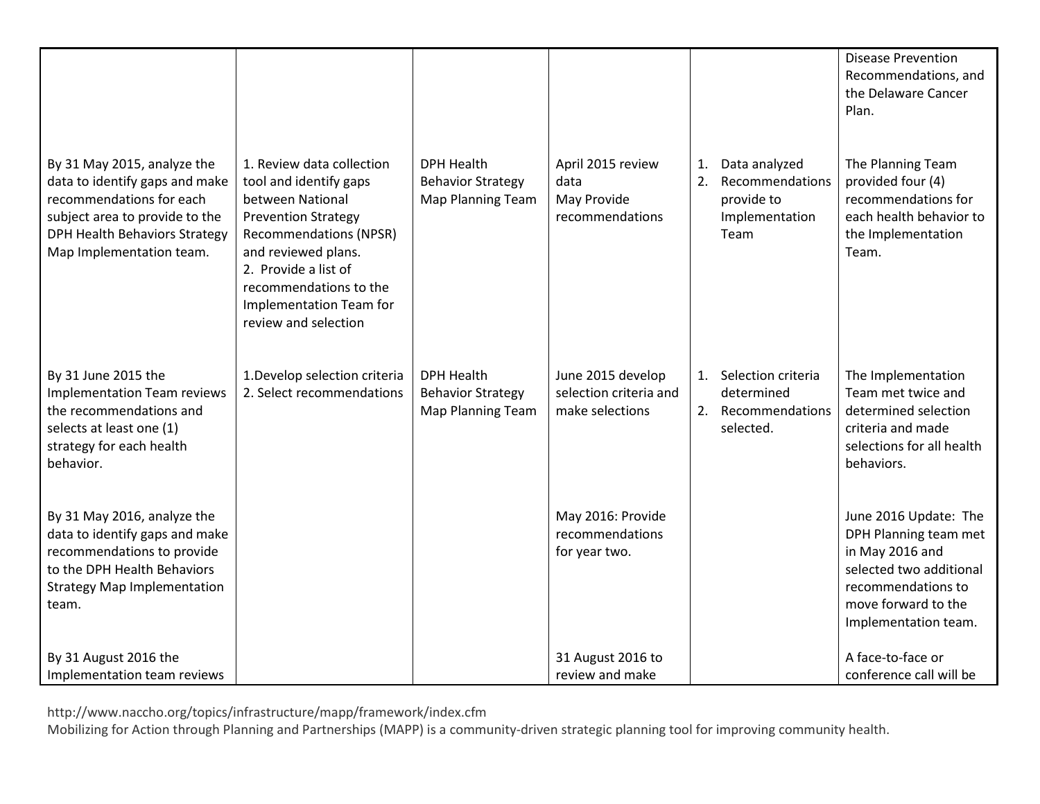| | | | | | |
|---|---|---|---|---|---|
| | | | | | Disease Prevention Recommendations, and the Delaware Cancer Plan. |
| By 31 May 2015, analyze the data to identify gaps and make recommendations for each subject area to provide to the DPH Health Behaviors Strategy Map Implementation team. | 1. Review data collection tool and identify gaps between National Prevention Strategy Recommendations (NPSR) and reviewed plans.<br>2. Provide a list of recommendations to the Implementation Team for review and selection | DPH Health Behavior Strategy Map Planning Team | April 2015 review data<br>May Provide recommendations | 1. Data analyzed<br>2. Recommendations provide to Implementation Team | The Planning Team provided four (4) recommendations for each health behavior to the Implementation Team. |
| By 31 June 2015 the Implementation Team reviews the recommendations and selects at least one (1) strategy for each health behavior. | 1.Develop selection criteria<br>2. Select recommendations | DPH Health Behavior Strategy Map Planning Team | June 2015 develop selection criteria and make selections | 1. Selection criteria determined<br>2. Recommendations selected. | The Implementation Team met twice and determined selection criteria and made selections for all health behaviors. |
| By 31 May 2016, analyze the data to identify gaps and make recommendations to provide to the DPH Health Behaviors Strategy Map Implementation team. | | | May 2016: Provide recommendations for year two. | | June 2016 Update: The DPH Planning team met in May 2016 and selected two additional recommendations to move forward to the Implementation team. |
| By 31 August 2016 the Implementation team reviews | | | 31 August 2016 to review and make | | A face-to-face or conference call will be |

http://www.naccho.org/topics/infrastructure/mapp/framework/index.cfm
Mobilizing for Action through Planning and Partnerships (MAPP) is a community-driven strategic planning tool for improving community health.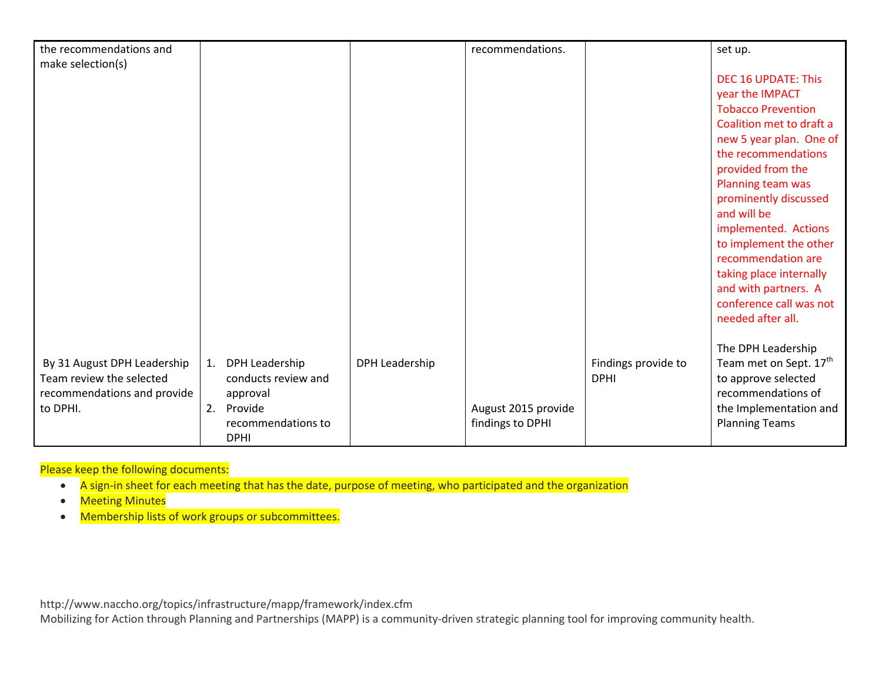| | | | | | |
|---|---|---|---|---|---|
| the recommendations and make selection(s) | | | recommendations. | | set up.<br><br>DEC 16 UPDATE: This year the IMPACT Tobacco Prevention Coalition met to draft a new 5 year plan. One of the recommendations provided from the Planning team was prominently discussed and will be implemented. Actions to implement the other recommendation are taking place internally and with partners. A conference call was not needed after all. |
| By 31 August DPH Leadership Team review the selected recommendations and provide to DPHI. | 1. DPH Leadership conducts review and approval<br>2. Provide recommendations to DPHI | DPH Leadership | August 2015 provide findings to DPHI | Findings provide to DPHI | The DPH Leadership Team met on Sept. 17th to approve selected recommendations of the Implementation and Planning Teams |

Please keep the following documents:

- A sign-in sheet for each meeting that has the date, purpose of meeting, who participated and the organization
- Meeting Minutes
- Membership lists of work groups or subcommittees.

http://www.naccho.org/topics/infrastructure/mapp/framework/index.cfm
Mobilizing for Action through Planning and Partnerships (MAPP) is a community-driven strategic planning tool for improving community health.